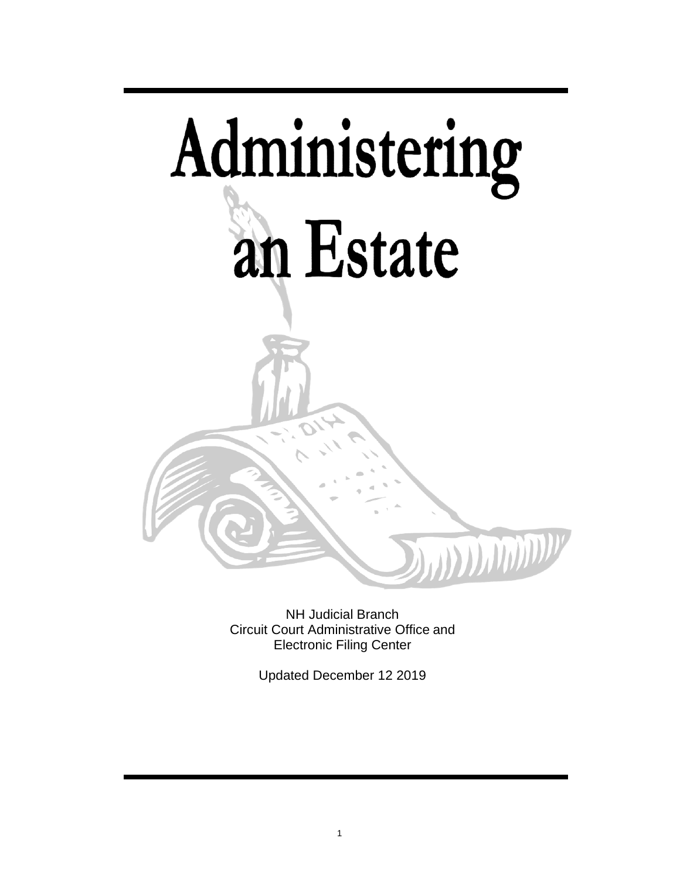# Administering an Estate

NH Judicial Branch
Circuit Court Administrative Office and
Electronic Filing Center

Updated December 12 2019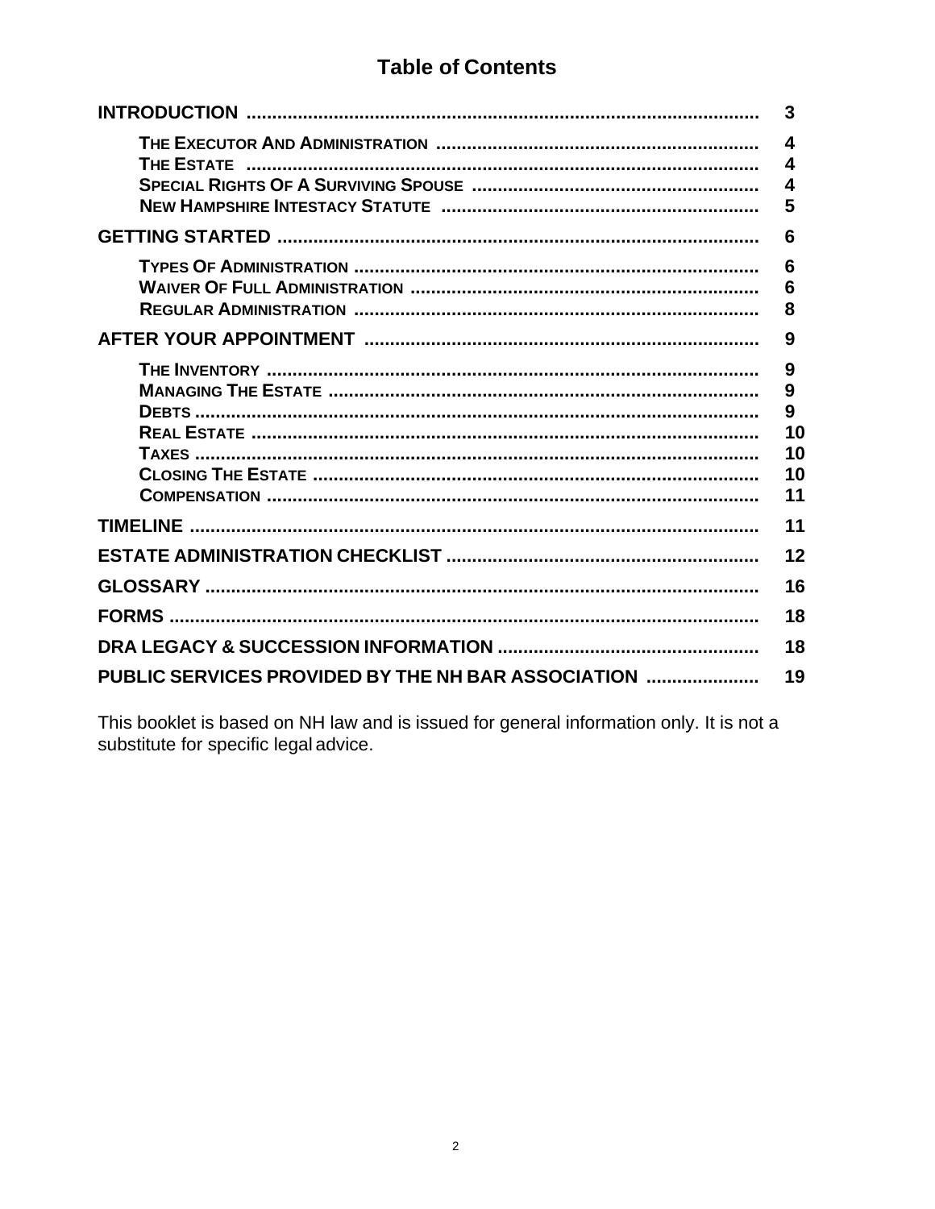# Table of Contents

| | |
|---|---|
| **INTRODUCTION** | **3** |
| THE EXECUTOR AND ADMINISTRATION | 4 |
| THE ESTATE | 4 |
| SPECIAL RIGHTS OF A SURVIVING SPOUSE | 4 |
| NEW HAMPSHIRE INTESTACY STATUTE | 5 |
| **GETTING STARTED** | **6** |
| TYPES OF ADMINISTRATION | 6 |
| WAIVER OF FULL ADMINISTRATION | 6 |
| REGULAR ADMINISTRATION | 8 |
| **AFTER YOUR APPOINTMENT** | **9** |
| THE INVENTORY | 9 |
| MANAGING THE ESTATE | 9 |
| DEBTS | 9 |
| REAL ESTATE | 10 |
| TAXES | 10 |
| CLOSING THE ESTATE | 10 |
| COMPENSATION | 11 |
| **TIMELINE** | **11** |
| **ESTATE ADMINISTRATION CHECKLIST** | **12** |
| **GLOSSARY** | **16** |
| **FORMS** | **18** |
| **DRA LEGACY & SUCCESSION INFORMATION** | **18** |
| **PUBLIC SERVICES PROVIDED BY THE NH BAR ASSOCIATION** | **19** |

This booklet is based on NH law and is issued for general information only. It is not a substitute for specific legal advice.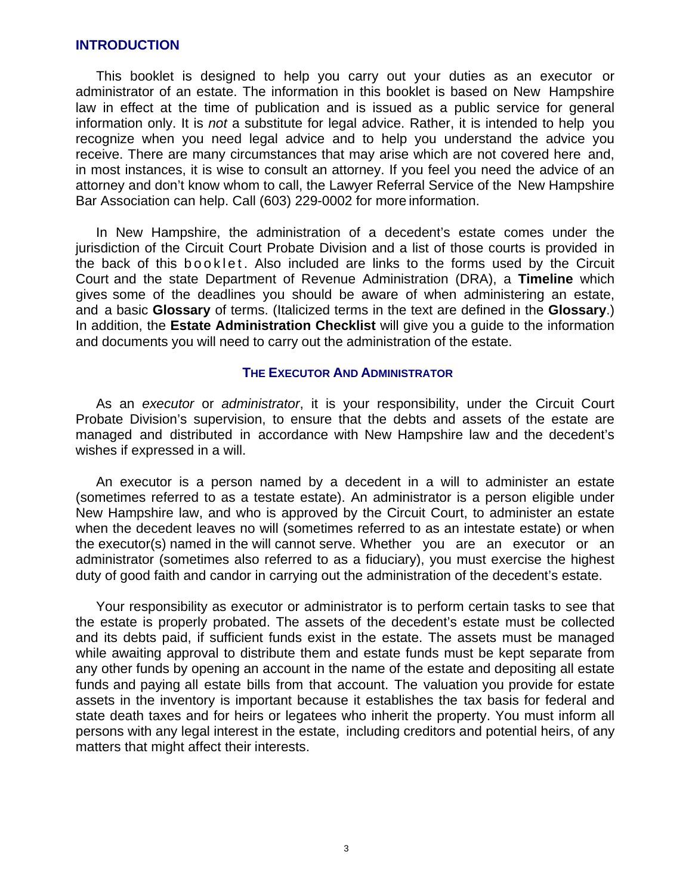## INTRODUCTION

This booklet is designed to help you carry out your duties as an executor or administrator of an estate. The information in this booklet is based on New Hampshire law in effect at the time of publication and is issued as a public service for general information only. It is *not* a substitute for legal advice. Rather, it is intended to help you recognize when you need legal advice and to help you understand the advice you receive. There are many circumstances that may arise which are not covered here and, in most instances, it is wise to consult an attorney. If you feel you need the advice of an attorney and don't know whom to call, the Lawyer Referral Service of the New Hampshire Bar Association can help. Call (603) 229-0002 for more information.

In New Hampshire, the administration of a decedent's estate comes under the jurisdiction of the Circuit Court Probate Division and a list of those courts is provided in the back of this booklet. Also included are links to the forms used by the Circuit Court and the state Department of Revenue Administration (DRA), a **Timeline** which gives some of the deadlines you should be aware of when administering an estate, and a basic **Glossary** of terms. (Italicized terms in the text are defined in the **Glossary**.) In addition, the **Estate Administration Checklist** will give you a guide to the information and documents you will need to carry out the administration of the estate.

### THE EXECUTOR AND ADMINISTRATOR

As an *executor* or *administrator*, it is your responsibility, under the Circuit Court Probate Division's supervision, to ensure that the debts and assets of the estate are managed and distributed in accordance with New Hampshire law and the decedent's wishes if expressed in a will.

An executor is a person named by a decedent in a will to administer an estate (sometimes referred to as a testate estate). An administrator is a person eligible under New Hampshire law, and who is approved by the Circuit Court, to administer an estate when the decedent leaves no will (sometimes referred to as an intestate estate) or when the executor(s) named in the will cannot serve. Whether you are an executor or an administrator (sometimes also referred to as a fiduciary), you must exercise the highest duty of good faith and candor in carrying out the administration of the decedent's estate.

Your responsibility as executor or administrator is to perform certain tasks to see that the estate is properly probated. The assets of the decedent's estate must be collected and its debts paid, if sufficient funds exist in the estate. The assets must be managed while awaiting approval to distribute them and estate funds must be kept separate from any other funds by opening an account in the name of the estate and depositing all estate funds and paying all estate bills from that account. The valuation you provide for estate assets in the inventory is important because it establishes the tax basis for federal and state death taxes and for heirs or legatees who inherit the property. You must inform all persons with any legal interest in the estate, including creditors and potential heirs, of any matters that might affect their interests.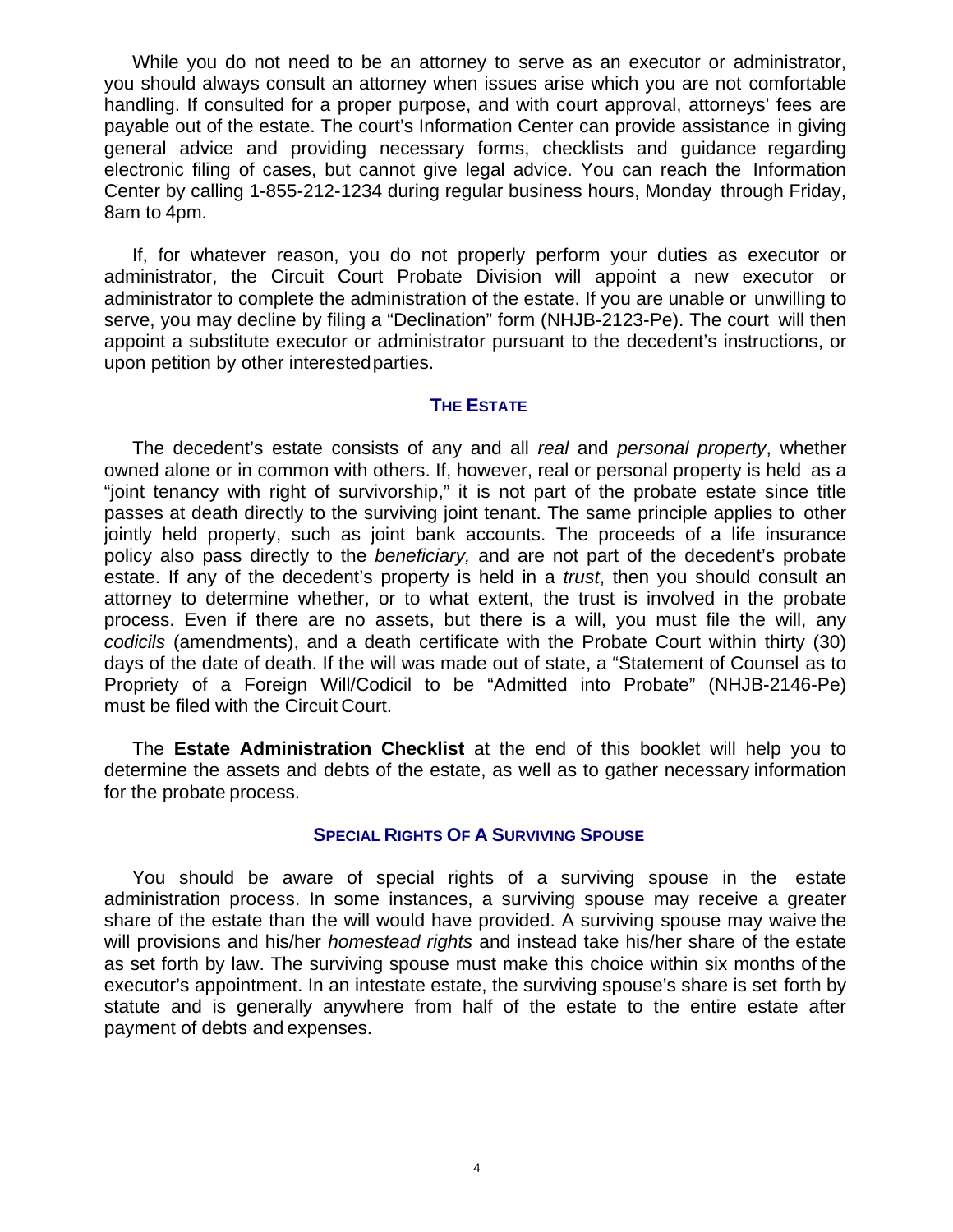While you do not need to be an attorney to serve as an executor or administrator, you should always consult an attorney when issues arise which you are not comfortable handling. If consulted for a proper purpose, and with court approval, attorneys' fees are payable out of the estate. The court's Information Center can provide assistance in giving general advice and providing necessary forms, checklists and guidance regarding electronic filing of cases, but cannot give legal advice. You can reach the Information Center by calling 1-855-212-1234 during regular business hours, Monday through Friday, 8am to 4pm.

If, for whatever reason, you do not properly perform your duties as executor or administrator, the Circuit Court Probate Division will appoint a new executor or administrator to complete the administration of the estate. If you are unable or unwilling to serve, you may decline by filing a "Declination" form (NHJB-2123-Pe). The court will then appoint a substitute executor or administrator pursuant to the decedent's instructions, or upon petition by other interested parties.

## THE ESTATE

The decedent's estate consists of any and all *real* and *personal property*, whether owned alone or in common with others. If, however, real or personal property is held as a "joint tenancy with right of survivorship," it is not part of the probate estate since title passes at death directly to the surviving joint tenant. The same principle applies to other jointly held property, such as joint bank accounts. The proceeds of a life insurance policy also pass directly to the *beneficiary,* and are not part of the decedent's probate estate. If any of the decedent's property is held in a *trust*, then you should consult an attorney to determine whether, or to what extent, the trust is involved in the probate process. Even if there are no assets, but there is a will, you must file the will, any *codicils* (amendments), and a death certificate with the Probate Court within thirty (30) days of the date of death. If the will was made out of state, a "Statement of Counsel as to Propriety of a Foreign Will/Codicil to be "Admitted into Probate" (NHJB-2146-Pe) must be filed with the Circuit Court.

The **Estate Administration Checklist** at the end of this booklet will help you to determine the assets and debts of the estate, as well as to gather necessary information for the probate process.

## SPECIAL RIGHTS OF A SURVIVING SPOUSE

You should be aware of special rights of a surviving spouse in the estate administration process. In some instances, a surviving spouse may receive a greater share of the estate than the will would have provided. A surviving spouse may waive the will provisions and his/her *homestead rights* and instead take his/her share of the estate as set forth by law. The surviving spouse must make this choice within six months of the executor's appointment. In an intestate estate, the surviving spouse's share is set forth by statute and is generally anywhere from half of the estate to the entire estate after payment of debts and expenses.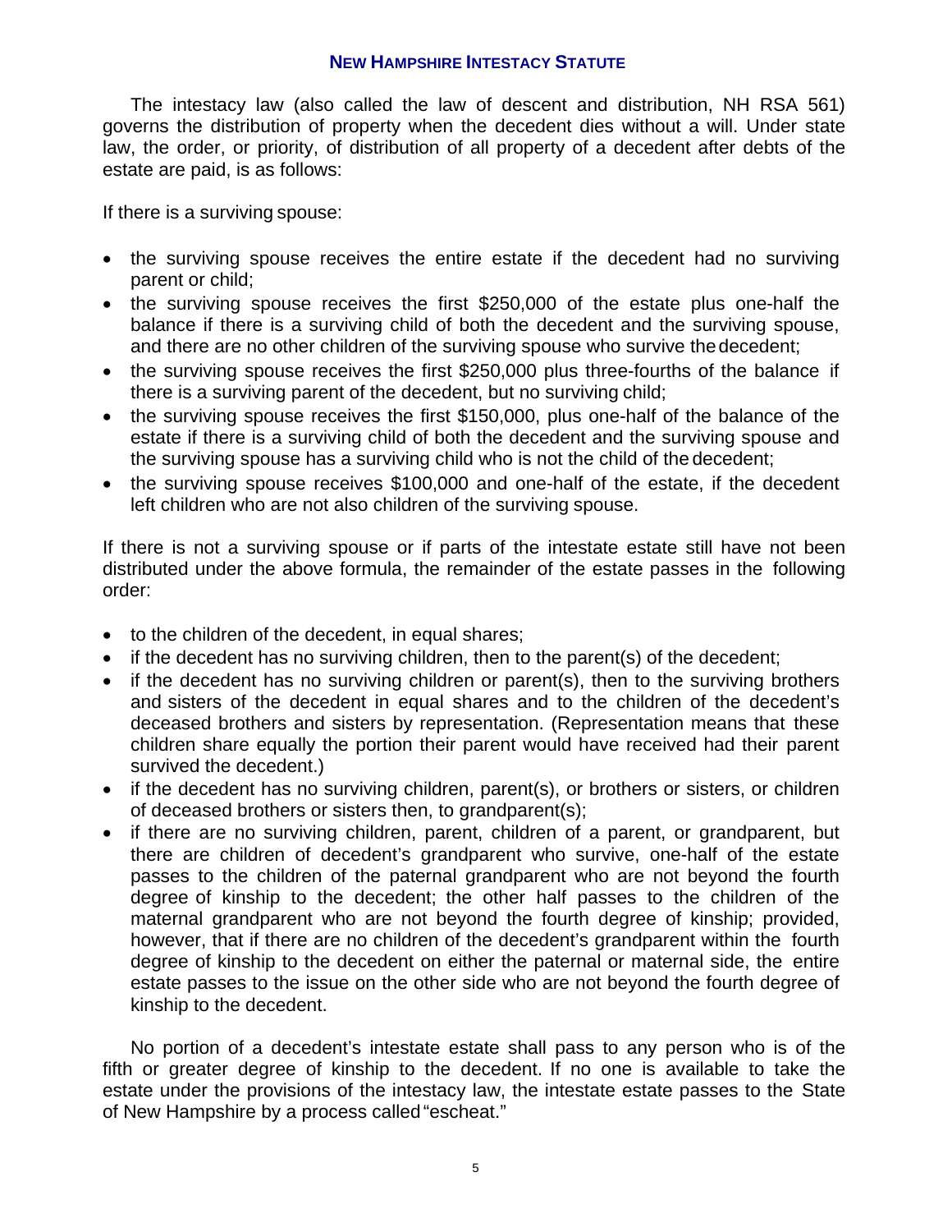## NEW HAMPSHIRE INTESTACY STATUTE

The intestacy law (also called the law of descent and distribution, NH RSA 561) governs the distribution of property when the decedent dies without a will. Under state law, the order, or priority, of distribution of all property of a decedent after debts of the estate are paid, is as follows:

If there is a surviving spouse:

- the surviving spouse receives the entire estate if the decedent had no surviving parent or child;
- the surviving spouse receives the first $250,000 of the estate plus one-half the balance if there is a surviving child of both the decedent and the surviving spouse, and there are no other children of the surviving spouse who survive the decedent;
- the surviving spouse receives the first $250,000 plus three-fourths of the balance if there is a surviving parent of the decedent, but no surviving child;
- the surviving spouse receives the first $150,000, plus one-half of the balance of the estate if there is a surviving child of both the decedent and the surviving spouse and the surviving spouse has a surviving child who is not the child of the decedent;
- the surviving spouse receives $100,000 and one-half of the estate, if the decedent left children who are not also children of the surviving spouse.

If there is not a surviving spouse or if parts of the intestate estate still have not been distributed under the above formula, the remainder of the estate passes in the following order:

- to the children of the decedent, in equal shares;
- if the decedent has no surviving children, then to the parent(s) of the decedent;
- if the decedent has no surviving children or parent(s), then to the surviving brothers and sisters of the decedent in equal shares and to the children of the decedent's deceased brothers and sisters by representation. (Representation means that these children share equally the portion their parent would have received had their parent survived the decedent.)
- if the decedent has no surviving children, parent(s), or brothers or sisters, or children of deceased brothers or sisters then, to grandparent(s);
- if there are no surviving children, parent, children of a parent, or grandparent, but there are children of decedent's grandparent who survive, one-half of the estate passes to the children of the paternal grandparent who are not beyond the fourth degree of kinship to the decedent; the other half passes to the children of the maternal grandparent who are not beyond the fourth degree of kinship; provided, however, that if there are no children of the decedent's grandparent within the fourth degree of kinship to the decedent on either the paternal or maternal side, the entire estate passes to the issue on the other side who are not beyond the fourth degree of kinship to the decedent.

No portion of a decedent's intestate estate shall pass to any person who is of the fifth or greater degree of kinship to the decedent. If no one is available to take the estate under the provisions of the intestacy law, the intestate estate passes to the State of New Hampshire by a process called "escheat."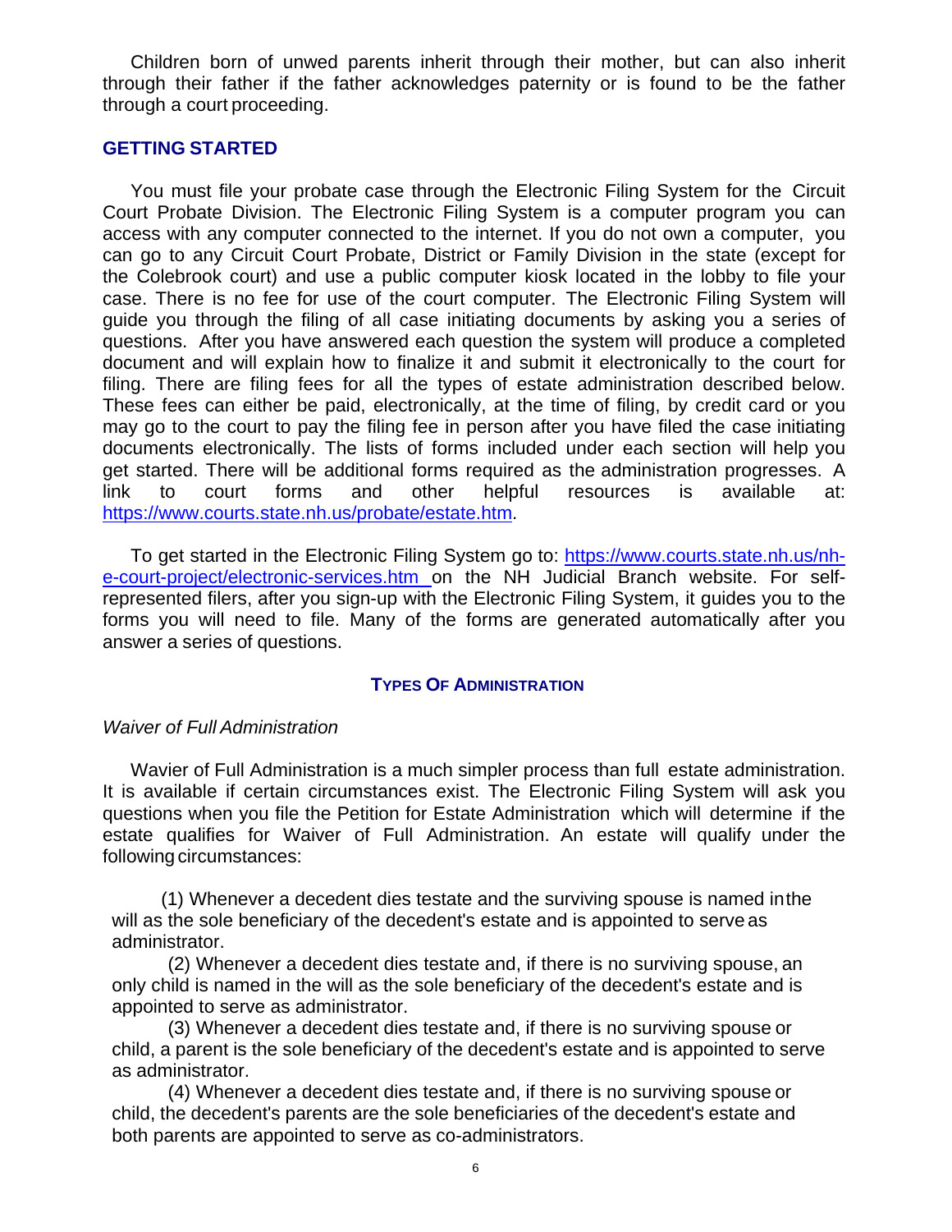Children born of unwed parents inherit through their mother, but can also inherit through their father if the father acknowledges paternity or is found to be the father through a court proceeding.

## GETTING STARTED

You must file your probate case through the Electronic Filing System for the Circuit Court Probate Division. The Electronic Filing System is a computer program you can access with any computer connected to the internet. If you do not own a computer, you can go to any Circuit Court Probate, District or Family Division in the state (except for the Colebrook court) and use a public computer kiosk located in the lobby to file your case. There is no fee for use of the court computer. The Electronic Filing System will guide you through the filing of all case initiating documents by asking you a series of questions. After you have answered each question the system will produce a completed document and will explain how to finalize it and submit it electronically to the court for filing. There are filing fees for all the types of estate administration described below. These fees can either be paid, electronically, at the time of filing, by credit card or you may go to the court to pay the filing fee in person after you have filed the case initiating documents electronically. The lists of forms included under each section will help you get started. There will be additional forms required as the administration progresses. A link to court forms and other helpful resources is available at: https://www.courts.state.nh.us/probate/estate.htm.

To get started in the Electronic Filing System go to: https://www.courts.state.nh.us/nh-e-court-project/electronic-services.htm on the NH Judicial Branch website. For self-represented filers, after you sign-up with the Electronic Filing System, it guides you to the forms you will need to file. Many of the forms are generated automatically after you answer a series of questions.

### TYPES OF ADMINISTRATION

*Waiver of Full Administration*

Wavier of Full Administration is a much simpler process than full estate administration. It is available if certain circumstances exist. The Electronic Filing System will ask you questions when you file the Petition for Estate Administration which will determine if the estate qualifies for Waiver of Full Administration. An estate will qualify under the following circumstances:

(1) Whenever a decedent dies testate and the surviving spouse is named in the will as the sole beneficiary of the decedent's estate and is appointed to serve as administrator.

(2) Whenever a decedent dies testate and, if there is no surviving spouse, an only child is named in the will as the sole beneficiary of the decedent's estate and is appointed to serve as administrator.

(3) Whenever a decedent dies testate and, if there is no surviving spouse or child, a parent is the sole beneficiary of the decedent's estate and is appointed to serve as administrator.

(4) Whenever a decedent dies testate and, if there is no surviving spouse or child, the decedent's parents are the sole beneficiaries of the decedent's estate and both parents are appointed to serve as co-administrators.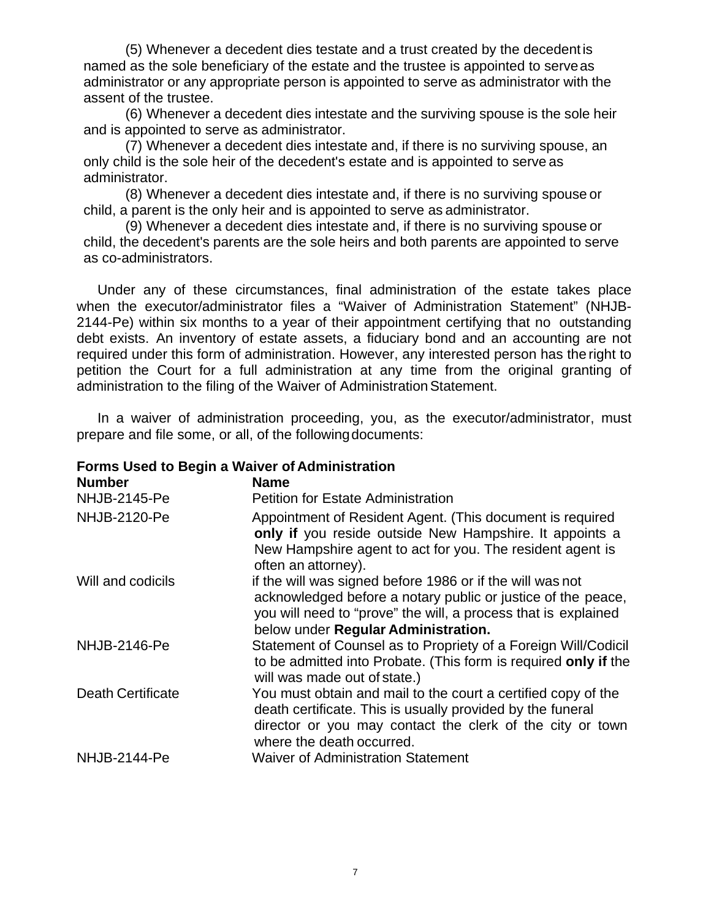(5) Whenever a decedent dies testate and a trust created by the decedent is named as the sole beneficiary of the estate and the trustee is appointed to serve as administrator or any appropriate person is appointed to serve as administrator with the assent of the trustee.

(6) Whenever a decedent dies intestate and the surviving spouse is the sole heir and is appointed to serve as administrator.

(7) Whenever a decedent dies intestate and, if there is no surviving spouse, an only child is the sole heir of the decedent's estate and is appointed to serve as administrator.

(8) Whenever a decedent dies intestate and, if there is no surviving spouse or child, a parent is the only heir and is appointed to serve as administrator.

(9) Whenever a decedent dies intestate and, if there is no surviving spouse or child, the decedent's parents are the sole heirs and both parents are appointed to serve as co-administrators.

Under any of these circumstances, final administration of the estate takes place when the executor/administrator files a "Waiver of Administration Statement" (NHJB-2144-Pe) within six months to a year of their appointment certifying that no outstanding debt exists. An inventory of estate assets, a fiduciary bond and an accounting are not required under this form of administration. However, any interested person has the right to petition the Court for a full administration at any time from the original granting of administration to the filing of the Waiver of Administration Statement.

In a waiver of administration proceeding, you, as the executor/administrator, must prepare and file some, or all, of the following documents:

**Forms Used to Begin a Waiver of Administration**

| **Number** | **Name** |
|---|---|
| NHJB-2145-Pe | Petition for Estate Administration |
| NHJB-2120-Pe | Appointment of Resident Agent. (This document is required **only if** you reside outside New Hampshire. It appoints a New Hampshire agent to act for you. The resident agent is often an attorney). |
| Will and codicils | if the will was signed before 1986 or if the will was not acknowledged before a notary public or justice of the peace, you will need to "prove" the will, a process that is explained below under **Regular Administration.** |
| NHJB-2146-Pe | Statement of Counsel as to Propriety of a Foreign Will/Codicil to be admitted into Probate. (This form is required **only if** the will was made out of state.) |
| Death Certificate | You must obtain and mail to the court a certified copy of the death certificate. This is usually provided by the funeral director or you may contact the clerk of the city or town where the death occurred. |
| NHJB-2144-Pe | Waiver of Administration Statement |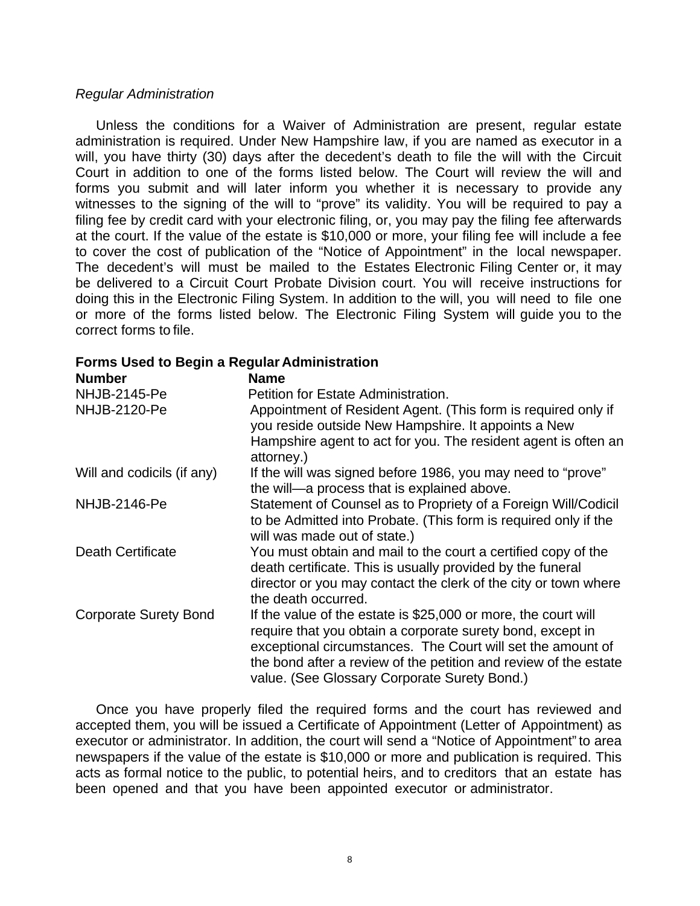*Regular Administration*

Unless the conditions for a Waiver of Administration are present, regular estate administration is required. Under New Hampshire law, if you are named as executor in a will, you have thirty (30) days after the decedent's death to file the will with the Circuit Court in addition to one of the forms listed below. The Court will review the will and forms you submit and will later inform you whether it is necessary to provide any witnesses to the signing of the will to "prove" its validity. You will be required to pay a filing fee by credit card with your electronic filing, or, you may pay the filing fee afterwards at the court. If the value of the estate is $10,000 or more, your filing fee will include a fee to cover the cost of publication of the "Notice of Appointment" in the local newspaper. The decedent's will must be mailed to the Estates Electronic Filing Center or, it may be delivered to a Circuit Court Probate Division court. You will receive instructions for doing this in the Electronic Filing System. In addition to the will, you will need to file one or more of the forms listed below. The Electronic Filing System will guide you to the correct forms to file.

**Forms Used to Begin a Regular Administration**

| **Number** | **Name** |
| --- | --- |
| NHJB-2145-Pe | Petition for Estate Administration. |
| NHJB-2120-Pe | Appointment of Resident Agent. (This form is required only if you reside outside New Hampshire. It appoints a New Hampshire agent to act for you. The resident agent is often an attorney.) |
| Will and codicils (if any) | If the will was signed before 1986, you may need to "prove" the will—a process that is explained above. |
| NHJB-2146-Pe | Statement of Counsel as to Propriety of a Foreign Will/Codicil to be Admitted into Probate. (This form is required only if the will was made out of state.) |
| Death Certificate | You must obtain and mail to the court a certified copy of the death certificate. This is usually provided by the funeral director or you may contact the clerk of the city or town where the death occurred. |
| Corporate Surety Bond | If the value of the estate is $25,000 or more, the court will require that you obtain a corporate surety bond, except in exceptional circumstances. The Court will set the amount of the bond after a review of the petition and review of the estate value. (See Glossary Corporate Surety Bond.) |

Once you have properly filed the required forms and the court has reviewed and accepted them, you will be issued a Certificate of Appointment (Letter of Appointment) as executor or administrator. In addition, the court will send a "Notice of Appointment" to area newspapers if the value of the estate is $10,000 or more and publication is required. This acts as formal notice to the public, to potential heirs, and to creditors that an estate has been opened and that you have been appointed executor or administrator.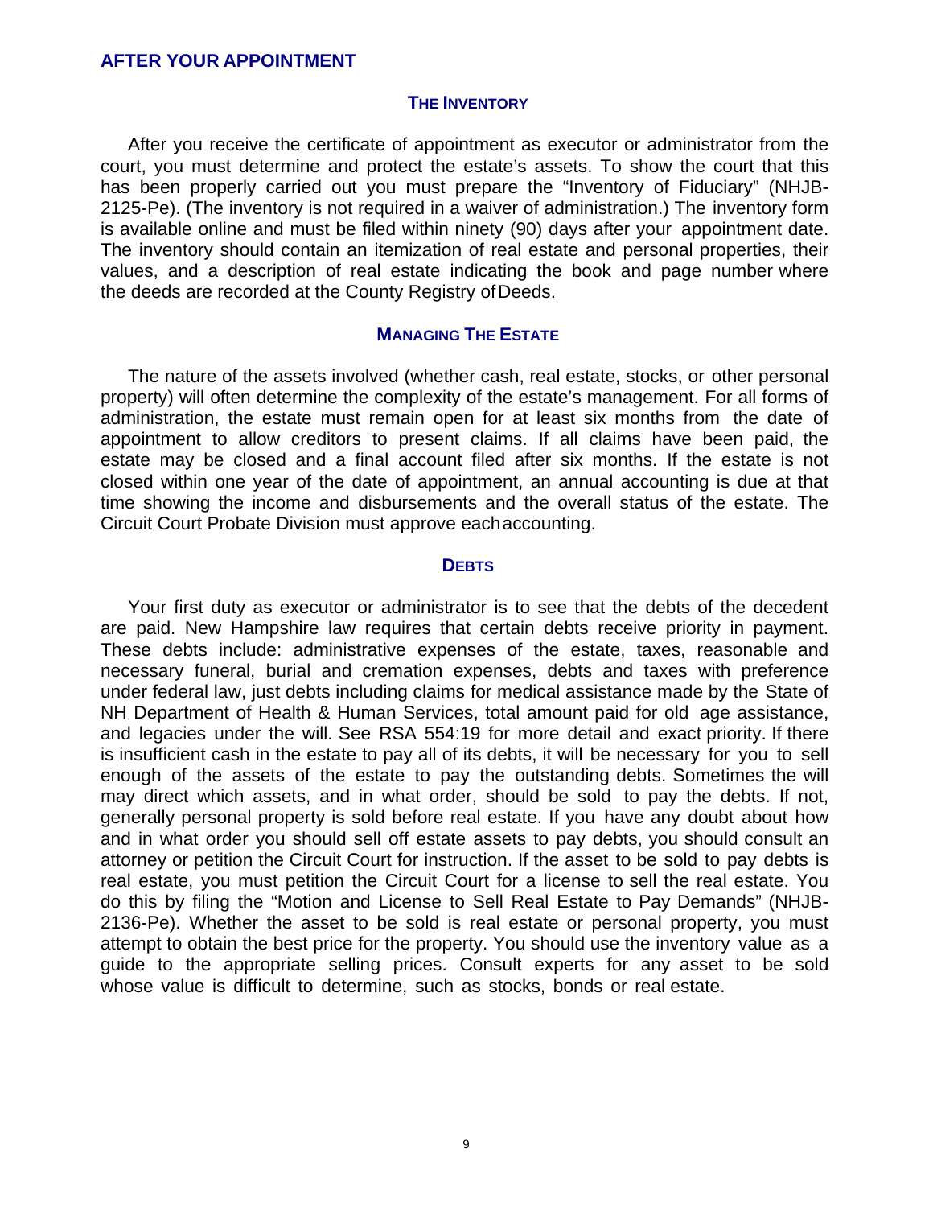## AFTER YOUR APPOINTMENT

### THE INVENTORY

After you receive the certificate of appointment as executor or administrator from the court, you must determine and protect the estate's assets. To show the court that this has been properly carried out you must prepare the "Inventory of Fiduciary" (NHJB-2125-Pe). (The inventory is not required in a waiver of administration.) The inventory form is available online and must be filed within ninety (90) days after your appointment date. The inventory should contain an itemization of real estate and personal properties, their values, and a description of real estate indicating the book and page number where the deeds are recorded at the County Registry of Deeds.

### MANAGING THE ESTATE

The nature of the assets involved (whether cash, real estate, stocks, or other personal property) will often determine the complexity of the estate's management. For all forms of administration, the estate must remain open for at least six months from the date of appointment to allow creditors to present claims. If all claims have been paid, the estate may be closed and a final account filed after six months. If the estate is not closed within one year of the date of appointment, an annual accounting is due at that time showing the income and disbursements and the overall status of the estate. The Circuit Court Probate Division must approve each accounting.

### DEBTS

Your first duty as executor or administrator is to see that the debts of the decedent are paid. New Hampshire law requires that certain debts receive priority in payment. These debts include: administrative expenses of the estate, taxes, reasonable and necessary funeral, burial and cremation expenses, debts and taxes with preference under federal law, just debts including claims for medical assistance made by the State of NH Department of Health & Human Services, total amount paid for old age assistance, and legacies under the will. See RSA 554:19 for more detail and exact priority. If there is insufficient cash in the estate to pay all of its debts, it will be necessary for you to sell enough of the assets of the estate to pay the outstanding debts. Sometimes the will may direct which assets, and in what order, should be sold to pay the debts. If not, generally personal property is sold before real estate. If you have any doubt about how and in what order you should sell off estate assets to pay debts, you should consult an attorney or petition the Circuit Court for instruction. If the asset to be sold to pay debts is real estate, you must petition the Circuit Court for a license to sell the real estate. You do this by filing the "Motion and License to Sell Real Estate to Pay Demands" (NHJB-2136-Pe). Whether the asset to be sold is real estate or personal property, you must attempt to obtain the best price for the property. You should use the inventory value as a guide to the appropriate selling prices. Consult experts for any asset to be sold whose value is difficult to determine, such as stocks, bonds or real estate.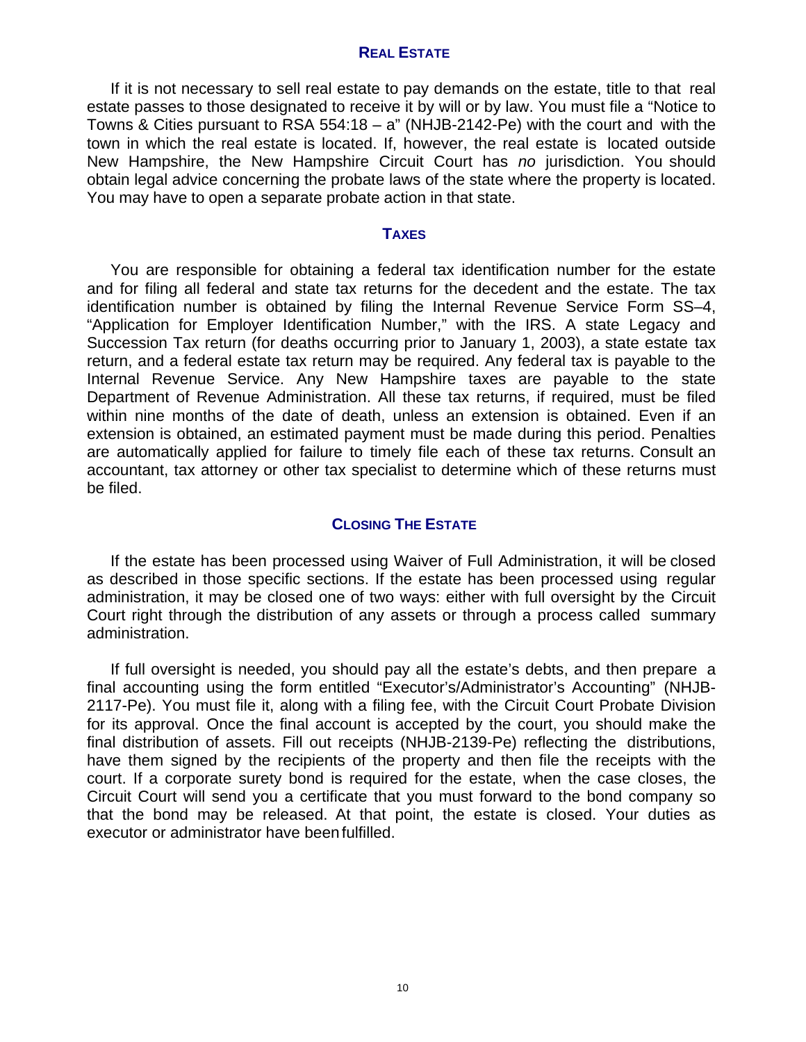## Real Estate

If it is not necessary to sell real estate to pay demands on the estate, title to that real estate passes to those designated to receive it by will or by law. You must file a "Notice to Towns & Cities pursuant to RSA 554:18 – a" (NHJB-2142-Pe) with the court and with the town in which the real estate is located. If, however, the real estate is located outside New Hampshire, the New Hampshire Circuit Court has *no* jurisdiction. You should obtain legal advice concerning the probate laws of the state where the property is located. You may have to open a separate probate action in that state.

## Taxes

You are responsible for obtaining a federal tax identification number for the estate and for filing all federal and state tax returns for the decedent and the estate. The tax identification number is obtained by filing the Internal Revenue Service Form SS–4, "Application for Employer Identification Number," with the IRS. A state Legacy and Succession Tax return (for deaths occurring prior to January 1, 2003), a state estate tax return, and a federal estate tax return may be required. Any federal tax is payable to the Internal Revenue Service. Any New Hampshire taxes are payable to the state Department of Revenue Administration. All these tax returns, if required, must be filed within nine months of the date of death, unless an extension is obtained. Even if an extension is obtained, an estimated payment must be made during this period. Penalties are automatically applied for failure to timely file each of these tax returns. Consult an accountant, tax attorney or other tax specialist to determine which of these returns must be filed.

## Closing The Estate

If the estate has been processed using Waiver of Full Administration, it will be closed as described in those specific sections. If the estate has been processed using regular administration, it may be closed one of two ways: either with full oversight by the Circuit Court right through the distribution of any assets or through a process called summary administration.

If full oversight is needed, you should pay all the estate's debts, and then prepare a final accounting using the form entitled "Executor's/Administrator's Accounting" (NHJB-2117-Pe). You must file it, along with a filing fee, with the Circuit Court Probate Division for its approval. Once the final account is accepted by the court, you should make the final distribution of assets. Fill out receipts (NHJB-2139-Pe) reflecting the distributions, have them signed by the recipients of the property and then file the receipts with the court. If a corporate surety bond is required for the estate, when the case closes, the Circuit Court will send you a certificate that you must forward to the bond company so that the bond may be released. At that point, the estate is closed. Your duties as executor or administrator have been fulfilled.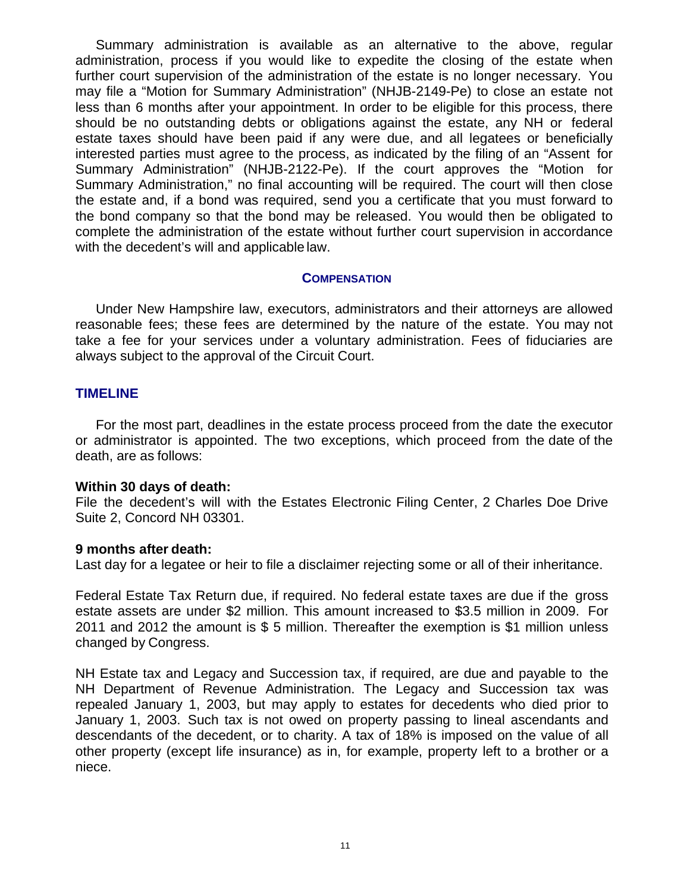Summary administration is available as an alternative to the above, regular administration, process if you would like to expedite the closing of the estate when further court supervision of the administration of the estate is no longer necessary. You may file a "Motion for Summary Administration" (NHJB-2149-Pe) to close an estate not less than 6 months after your appointment. In order to be eligible for this process, there should be no outstanding debts or obligations against the estate, any NH or federal estate taxes should have been paid if any were due, and all legatees or beneficially interested parties must agree to the process, as indicated by the filing of an "Assent for Summary Administration" (NHJB-2122-Pe). If the court approves the "Motion for Summary Administration," no final accounting will be required. The court will then close the estate and, if a bond was required, send you a certificate that you must forward to the bond company so that the bond may be released. You would then be obligated to complete the administration of the estate without further court supervision in accordance with the decedent's will and applicable law.

### COMPENSATION

Under New Hampshire law, executors, administrators and their attorneys are allowed reasonable fees; these fees are determined by the nature of the estate. You may not take a fee for your services under a voluntary administration. Fees of fiduciaries are always subject to the approval of the Circuit Court.

## TIMELINE

For the most part, deadlines in the estate process proceed from the date the executor or administrator is appointed. The two exceptions, which proceed from the date of the death, are as follows:

**Within 30 days of death:**
File the decedent's will with the Estates Electronic Filing Center, 2 Charles Doe Drive Suite 2, Concord NH 03301.

**9 months after death:**
Last day for a legatee or heir to file a disclaimer rejecting some or all of their inheritance.

Federal Estate Tax Return due, if required. No federal estate taxes are due if the gross estate assets are under $2 million. This amount increased to $3.5 million in 2009. For 2011 and 2012 the amount is $ 5 million. Thereafter the exemption is $1 million unless changed by Congress.

NH Estate tax and Legacy and Succession tax, if required, are due and payable to the NH Department of Revenue Administration. The Legacy and Succession tax was repealed January 1, 2003, but may apply to estates for decedents who died prior to January 1, 2003. Such tax is not owed on property passing to lineal ascendants and descendants of the decedent, or to charity. A tax of 18% is imposed on the value of all other property (except life insurance) as in, for example, property left to a brother or a niece.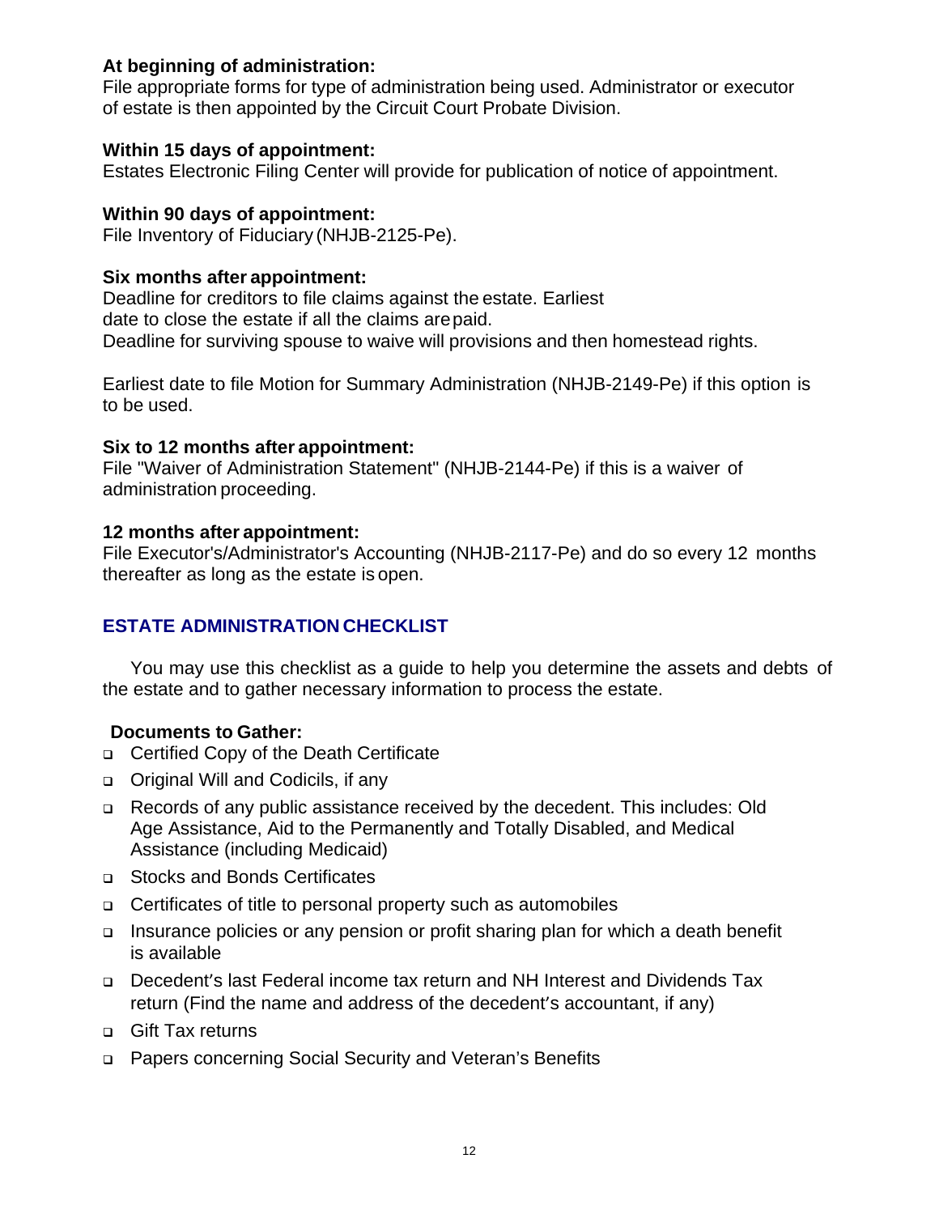**At beginning of administration:**
File appropriate forms for type of administration being used. Administrator or executor of estate is then appointed by the Circuit Court Probate Division.

**Within 15 days of appointment:**
Estates Electronic Filing Center will provide for publication of notice of appointment.

**Within 90 days of appointment:**
File Inventory of Fiduciary (NHJB-2125-Pe).

**Six months after appointment:**
Deadline for creditors to file claims against the estate. Earliest date to close the estate if all the claims are paid.
Deadline for surviving spouse to waive will provisions and then homestead rights.

Earliest date to file Motion for Summary Administration (NHJB-2149-Pe) if this option is to be used.

**Six to 12 months after appointment:**
File "Waiver of Administration Statement" (NHJB-2144-Pe) if this is a waiver of administration proceeding.

**12 months after appointment:**
File Executor's/Administrator's Accounting (NHJB-2117-Pe) and do so every 12 months thereafter as long as the estate is open.

## ESTATE ADMINISTRATION CHECKLIST

You may use this checklist as a guide to help you determine the assets and debts of the estate and to gather necessary information to process the estate.

**Documents to Gather:**

- Certified Copy of the Death Certificate
- Original Will and Codicils, if any
- Records of any public assistance received by the decedent. This includes: Old Age Assistance, Aid to the Permanently and Totally Disabled, and Medical Assistance (including Medicaid)
- Stocks and Bonds Certificates
- Certificates of title to personal property such as automobiles
- Insurance policies or any pension or profit sharing plan for which a death benefit is available
- Decedent's last Federal income tax return and NH Interest and Dividends Tax return (Find the name and address of the decedent's accountant, if any)
- Gift Tax returns
- Papers concerning Social Security and Veteran's Benefits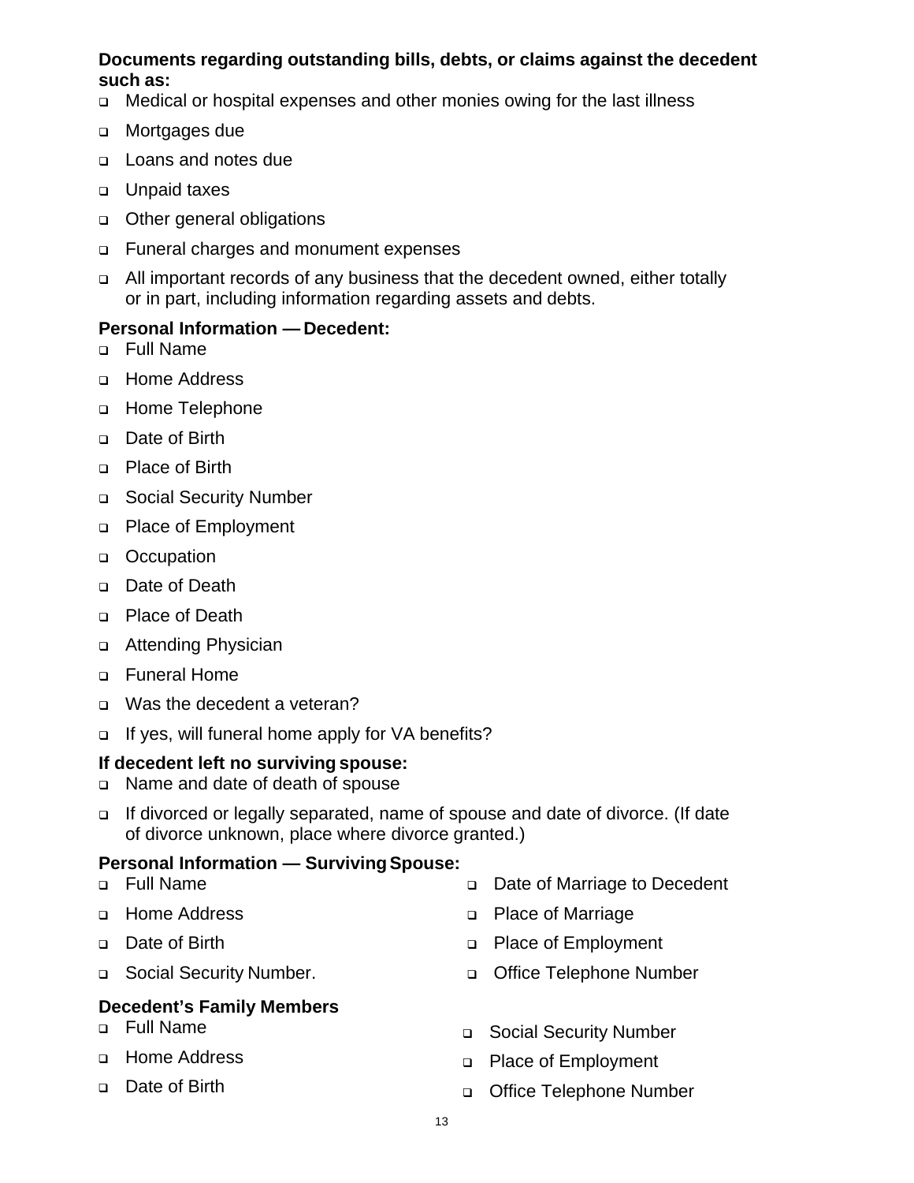**Documents regarding outstanding bills, debts, or claims against the decedent such as:**

- Medical or hospital expenses and other monies owing for the last illness
- Mortgages due
- Loans and notes due
- Unpaid taxes
- Other general obligations
- Funeral charges and monument expenses
- All important records of any business that the decedent owned, either totally or in part, including information regarding assets and debts.

**Personal Information — Decedent:**

- Full Name
- Home Address
- Home Telephone
- Date of Birth
- Place of Birth
- Social Security Number
- Place of Employment
- Occupation
- Date of Death
- Place of Death
- Attending Physician
- Funeral Home
- Was the decedent a veteran?
- If yes, will funeral home apply for VA benefits?

**If decedent left no surviving spouse:**

- Name and date of death of spouse
- If divorced or legally separated, name of spouse and date of divorce. (If date of divorce unknown, place where divorce granted.)

**Personal Information — Surviving Spouse:**

- Full Name
- Home Address
- Date of Birth
- Social Security Number.
- Date of Marriage to Decedent
- Place of Marriage
- Place of Employment
- Office Telephone Number

**Decedent's Family Members**

- Full Name
- Home Address
- Date of Birth
- Social Security Number
- Place of Employment
- Office Telephone Number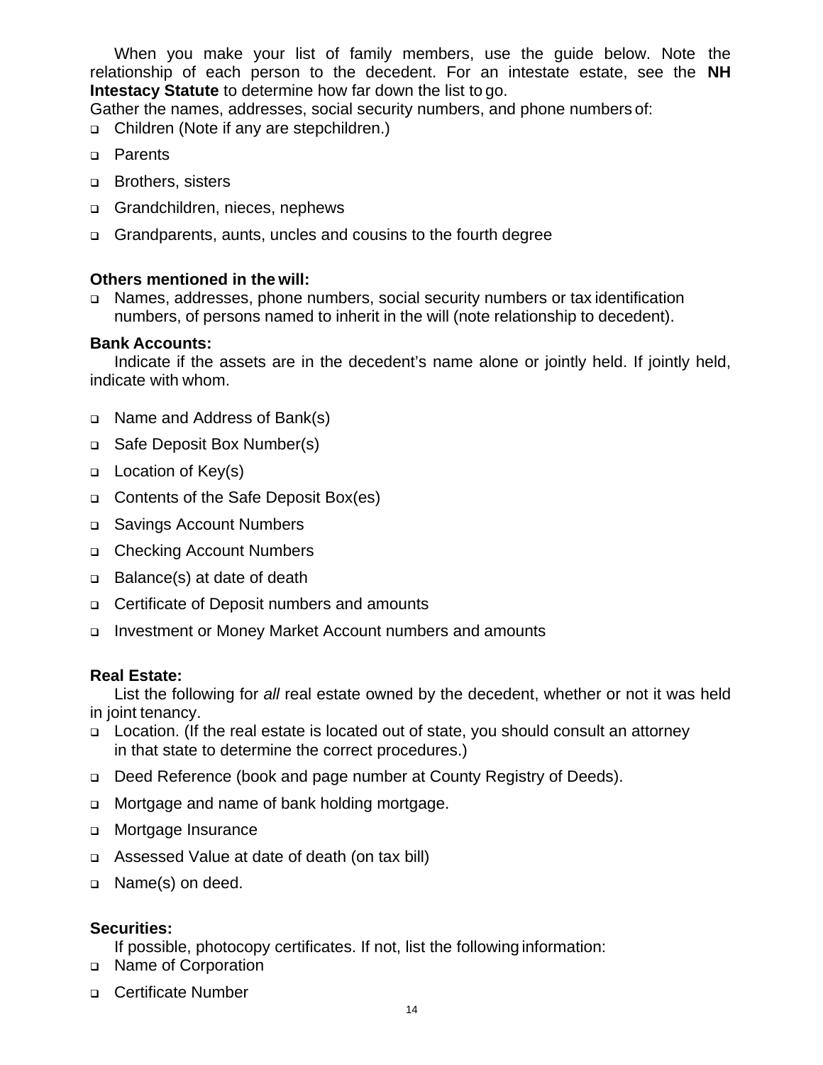When you make your list of family members, use the guide below. Note the relationship of each person to the decedent. For an intestate estate, see the **NH Intestacy Statute** to determine how far down the list to go.

Gather the names, addresses, social security numbers, and phone numbers of:

- Children (Note if any are stepchildren.)
- Parents
- Brothers, sisters
- Grandchildren, nieces, nephews
- Grandparents, aunts, uncles and cousins to the fourth degree

**Others mentioned in the will:**

- Names, addresses, phone numbers, social security numbers or tax identification numbers, of persons named to inherit in the will (note relationship to decedent).

**Bank Accounts:**

Indicate if the assets are in the decedent's name alone or jointly held. If jointly held, indicate with whom.

- Name and Address of Bank(s)
- Safe Deposit Box Number(s)
- Location of Key(s)
- Contents of the Safe Deposit Box(es)
- Savings Account Numbers
- Checking Account Numbers
- Balance(s) at date of death
- Certificate of Deposit numbers and amounts
- Investment or Money Market Account numbers and amounts

**Real Estate:**

List the following for *all* real estate owned by the decedent, whether or not it was held in joint tenancy.

- Location. (If the real estate is located out of state, you should consult an attorney in that state to determine the correct procedures.)
- Deed Reference (book and page number at County Registry of Deeds).
- Mortgage and name of bank holding mortgage.
- Mortgage Insurance
- Assessed Value at date of death (on tax bill)
- Name(s) on deed.

**Securities:**

If possible, photocopy certificates. If not, list the following information:

- Name of Corporation
- Certificate Number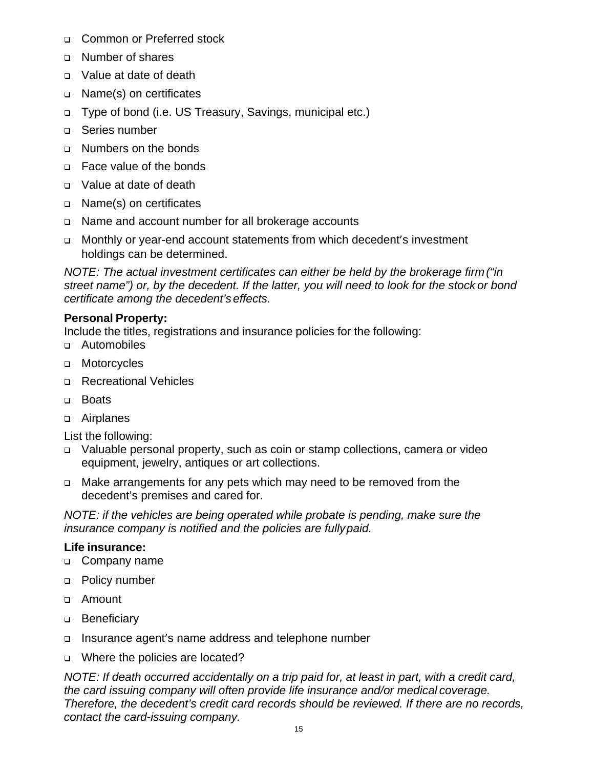- Common or Preferred stock
- Number of shares
- Value at date of death
- Name(s) on certificates
- Type of bond (i.e. US Treasury, Savings, municipal etc.)
- Series number
- Numbers on the bonds
- Face value of the bonds
- Value at date of death
- Name(s) on certificates
- Name and account number for all brokerage accounts
- Monthly or year-end account statements from which decedent's investment holdings can be determined.

*NOTE: The actual investment certificates can either be held by the brokerage firm ("in street name") or, by the decedent. If the latter, you will need to look for the stock or bond certificate among the decedent's effects.*

**Personal Property:**

Include the titles, registrations and insurance policies for the following:

- Automobiles
- Motorcycles
- Recreational Vehicles
- Boats
- Airplanes

List the following:

- Valuable personal property, such as coin or stamp collections, camera or video equipment, jewelry, antiques or art collections.
- Make arrangements for any pets which may need to be removed from the decedent's premises and cared for.

*NOTE: if the vehicles are being operated while probate is pending, make sure the insurance company is notified and the policies are fully paid.*

**Life insurance:**

- Company name
- Policy number
- Amount
- Beneficiary
- Insurance agent's name address and telephone number
- Where the policies are located?

*NOTE: If death occurred accidentally on a trip paid for, at least in part, with a credit card, the card issuing company will often provide life insurance and/or medical coverage. Therefore, the decedent's credit card records should be reviewed. If there are no records, contact the card-issuing company.*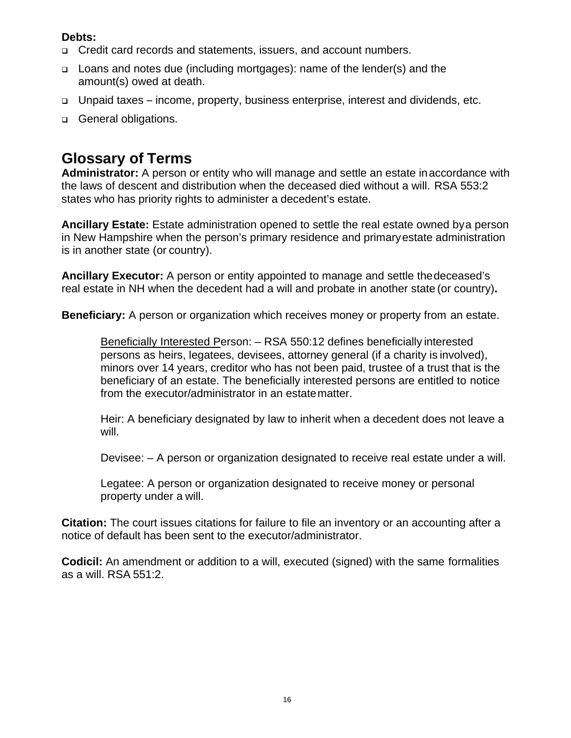**Debts:**

- Credit card records and statements, issuers, and account numbers.
- Loans and notes due (including mortgages): name of the lender(s) and the amount(s) owed at death.
- Unpaid taxes – income, property, business enterprise, interest and dividends, etc.
- General obligations.

# Glossary of Terms

**Administrator:** A person or entity who will manage and settle an estate in accordance with the laws of descent and distribution when the deceased died without a will. RSA 553:2 states who has priority rights to administer a decedent's estate.

**Ancillary Estate:** Estate administration opened to settle the real estate owned by a person in New Hampshire when the person's primary residence and primary estate administration is in another state (or country).

**Ancillary Executor:** A person or entity appointed to manage and settle the deceased's real estate in NH when the decedent had a will and probate in another state (or country)**.**

**Beneficiary:** A person or organization which receives money or property from an estate.

> <u>Beneficially Interested P</u>erson: – RSA 550:12 defines beneficially interested persons as heirs, legatees, devisees, attorney general (if a charity is involved), minors over 14 years, creditor who has not been paid, trustee of a trust that is the beneficiary of an estate. The beneficially interested persons are entitled to notice from the executor/administrator in an estate matter.
>
> Heir: A beneficiary designated by law to inherit when a decedent does not leave a will.
>
> Devisee: – A person or organization designated to receive real estate under a will.
>
> Legatee: A person or organization designated to receive money or personal property under a will.

**Citation:** The court issues citations for failure to file an inventory or an accounting after a notice of default has been sent to the executor/administrator.

**Codicil:** An amendment or addition to a will, executed (signed) with the same formalities as a will. RSA 551:2.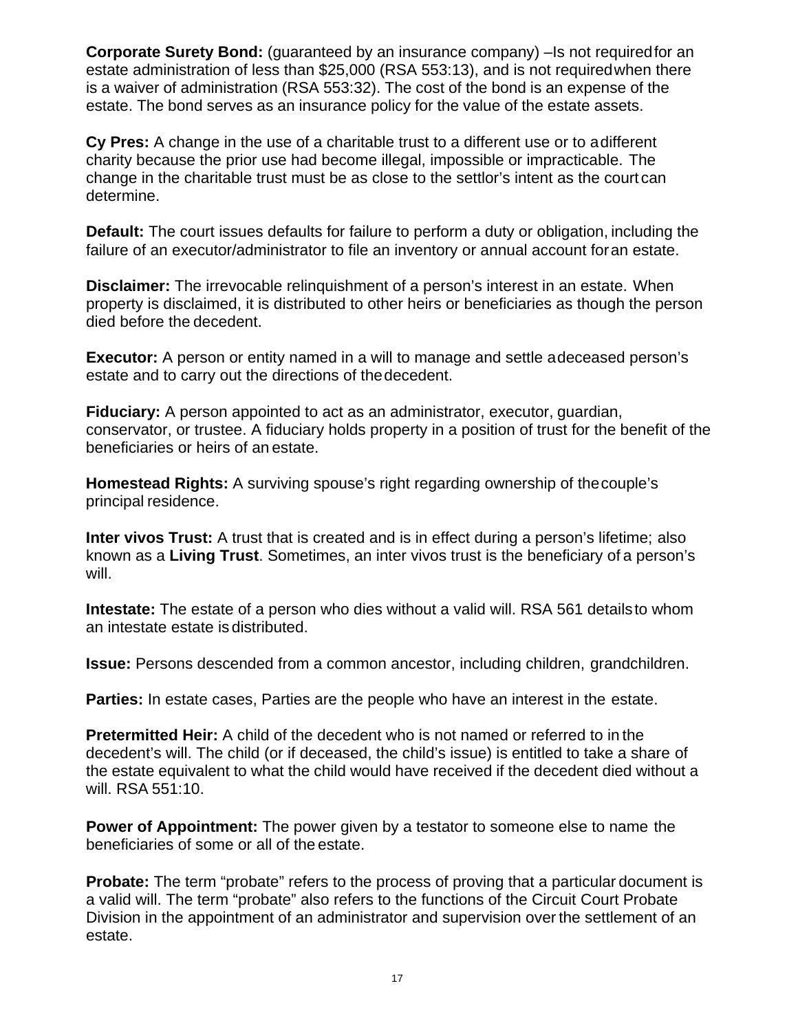**Corporate Surety Bond:** (guaranteed by an insurance company) –Is not required for an estate administration of less than $25,000 (RSA 553:13), and is not required when there is a waiver of administration (RSA 553:32). The cost of the bond is an expense of the estate. The bond serves as an insurance policy for the value of the estate assets.

**Cy Pres:** A change in the use of a charitable trust to a different use or to a different charity because the prior use had become illegal, impossible or impracticable. The change in the charitable trust must be as close to the settlor's intent as the court can determine.

**Default:** The court issues defaults for failure to perform a duty or obligation, including the failure of an executor/administrator to file an inventory or annual account for an estate.

**Disclaimer:** The irrevocable relinquishment of a person's interest in an estate. When property is disclaimed, it is distributed to other heirs or beneficiaries as though the person died before the decedent.

**Executor:** A person or entity named in a will to manage and settle a deceased person's estate and to carry out the directions of the decedent.

**Fiduciary:** A person appointed to act as an administrator, executor, guardian, conservator, or trustee. A fiduciary holds property in a position of trust for the benefit of the beneficiaries or heirs of an estate.

**Homestead Rights:** A surviving spouse's right regarding ownership of the couple's principal residence.

**Inter vivos Trust:** A trust that is created and is in effect during a person's lifetime; also known as a **Living Trust**. Sometimes, an inter vivos trust is the beneficiary of a person's will.

**Intestate:** The estate of a person who dies without a valid will. RSA 561 details to whom an intestate estate is distributed.

**Issue:** Persons descended from a common ancestor, including children, grandchildren.

**Parties:** In estate cases, Parties are the people who have an interest in the estate.

**Pretermitted Heir:** A child of the decedent who is not named or referred to in the decedent's will. The child (or if deceased, the child's issue) is entitled to take a share of the estate equivalent to what the child would have received if the decedent died without a will. RSA 551:10.

**Power of Appointment:** The power given by a testator to someone else to name the beneficiaries of some or all of the estate.

**Probate:** The term "probate" refers to the process of proving that a particular document is a valid will. The term "probate" also refers to the functions of the Circuit Court Probate Division in the appointment of an administrator and supervision over the settlement of an estate.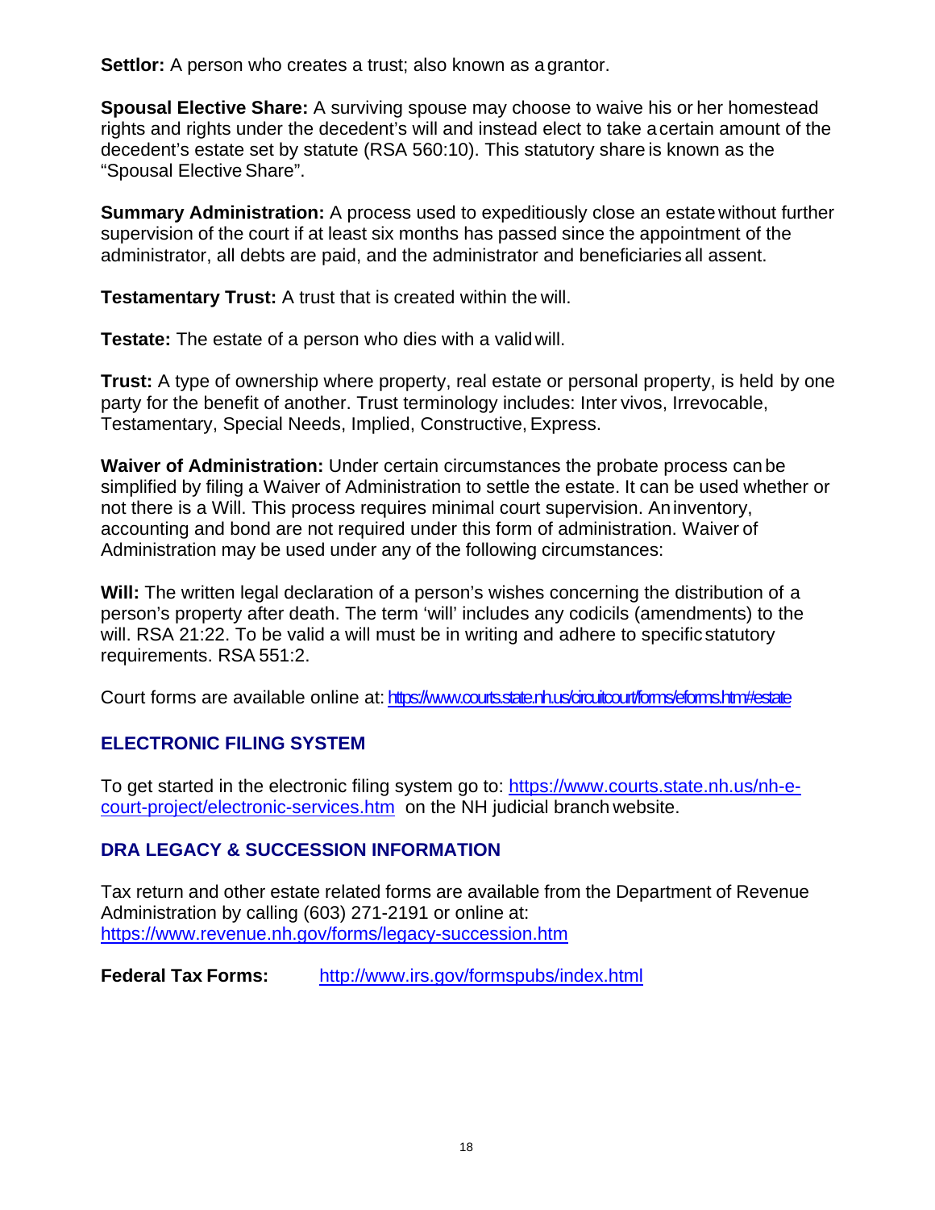**Settlor:** A person who creates a trust; also known as a grantor.

**Spousal Elective Share:** A surviving spouse may choose to waive his or her homestead rights and rights under the decedent's will and instead elect to take a certain amount of the decedent's estate set by statute (RSA 560:10). This statutory share is known as the "Spousal Elective Share".

**Summary Administration:** A process used to expeditiously close an estate without further supervision of the court if at least six months has passed since the appointment of the administrator, all debts are paid, and the administrator and beneficiaries all assent.

**Testamentary Trust:** A trust that is created within the will.

**Testate:** The estate of a person who dies with a valid will.

**Trust:** A type of ownership where property, real estate or personal property, is held by one party for the benefit of another. Trust terminology includes: Inter vivos, Irrevocable, Testamentary, Special Needs, Implied, Constructive, Express.

**Waiver of Administration:** Under certain circumstances the probate process can be simplified by filing a Waiver of Administration to settle the estate. It can be used whether or not there is a Will. This process requires minimal court supervision. An inventory, accounting and bond are not required under this form of administration. Waiver of Administration may be used under any of the following circumstances:

**Will:** The written legal declaration of a person's wishes concerning the distribution of a person's property after death. The term 'will' includes any codicils (amendments) to the will. RSA 21:22. To be valid a will must be in writing and adhere to specific statutory requirements. RSA 551:2.

Court forms are available online at: https://www.courts.state.nh.us/circuitcourt/forms/eforms.htm#estate

## ELECTRONIC FILING SYSTEM

To get started in the electronic filing system go to: https://www.courts.state.nh.us/nh-e-court-project/electronic-services.htm on the NH judicial branch website.

## DRA LEGACY & SUCCESSION INFORMATION

Tax return and other estate related forms are available from the Department of Revenue Administration by calling (603) 271-2191 or online at: https://www.revenue.nh.gov/forms/legacy-succession.htm

**Federal Tax Forms:** http://www.irs.gov/formspubs/index.html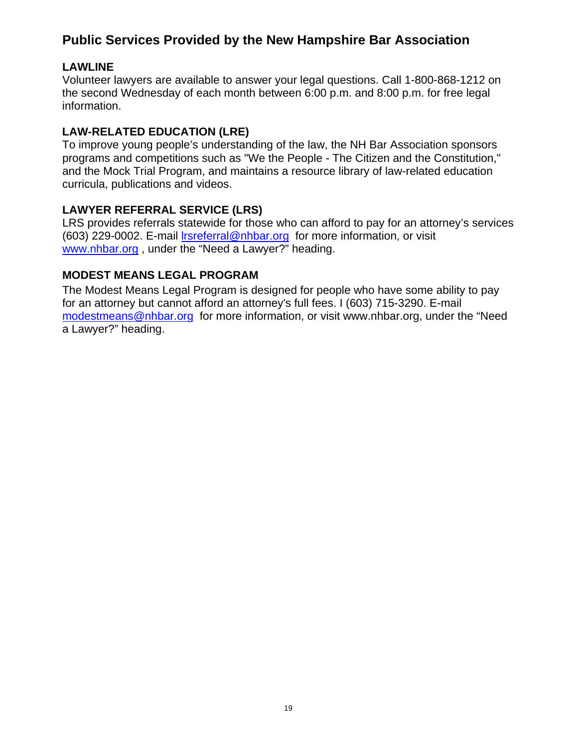## Public Services Provided by the New Hampshire Bar Association

### LAWLINE

Volunteer lawyers are available to answer your legal questions. Call 1-800-868-1212 on the second Wednesday of each month between 6:00 p.m. and 8:00 p.m. for free legal information.

### LAW-RELATED EDUCATION (LRE)

To improve young people's understanding of the law, the NH Bar Association sponsors programs and competitions such as "We the People - The Citizen and the Constitution," and the Mock Trial Program, and maintains a resource library of law-related education curricula, publications and videos.

### LAWYER REFERRAL SERVICE (LRS)

LRS provides referrals statewide for those who can afford to pay for an attorney's services (603) 229-0002. E-mail lrsreferral@nhbar.org for more information, or visit www.nhbar.org , under the "Need a Lawyer?" heading.

### MODEST MEANS LEGAL PROGRAM

The Modest Means Legal Program is designed for people who have some ability to pay for an attorney but cannot afford an attorney's full fees. I (603) 715-3290. E-mail modestmeans@nhbar.org for more information, or visit www.nhbar.org, under the "Need a Lawyer?" heading.